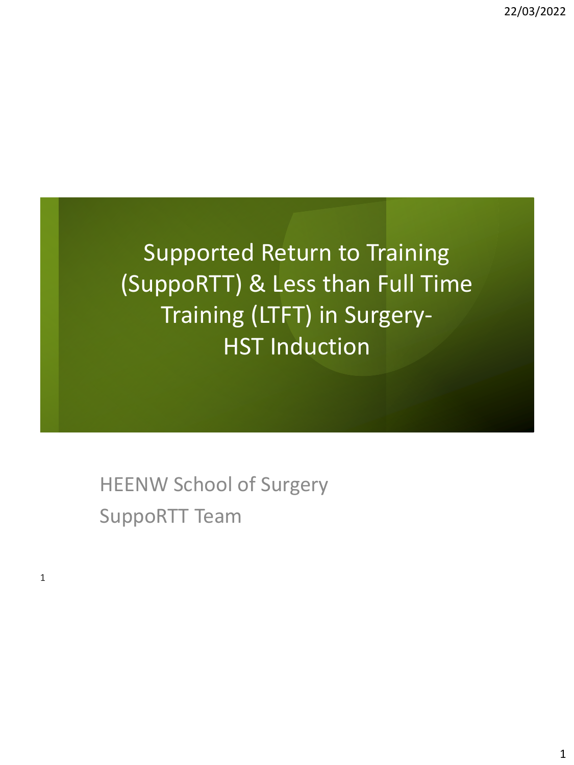# Supported Return to Training (SuppoRTT) & Less than Full Time Training (LTFT) in Surgery- HST Induction

HEENW School of Surgery

SuppoRTT Team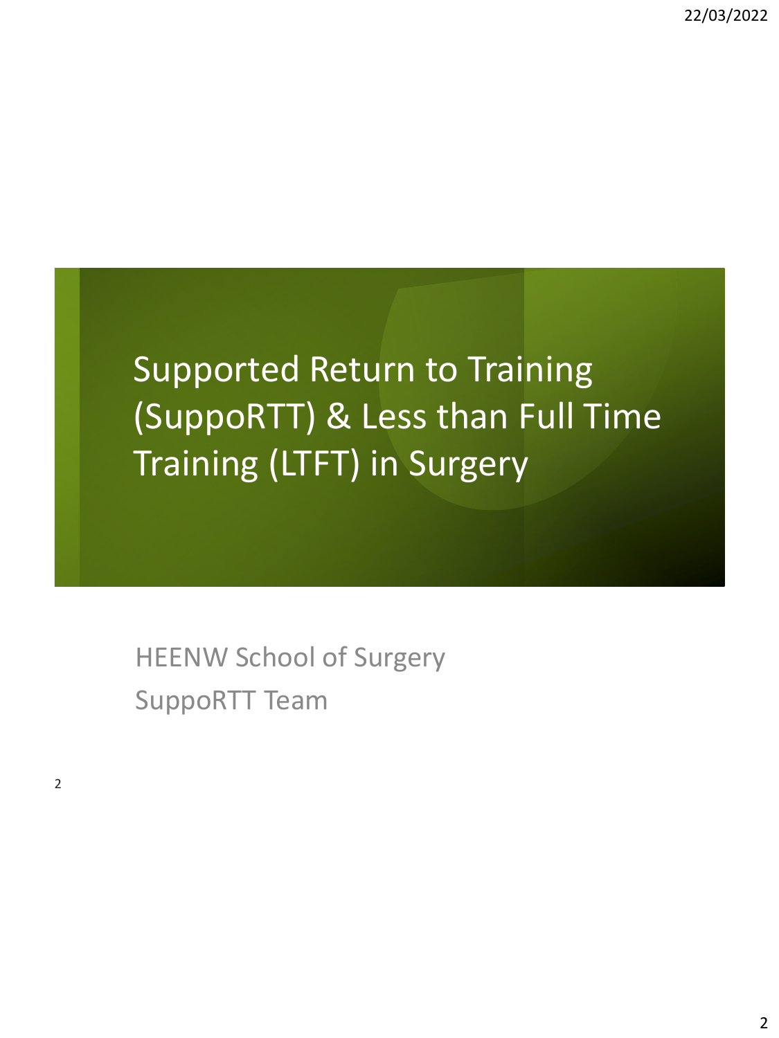# Supported Return to Training (SuppoRTT) & Less than Full Time Training (LTFT) in Surgery

HEENW School of Surgery

SuppoRTT Team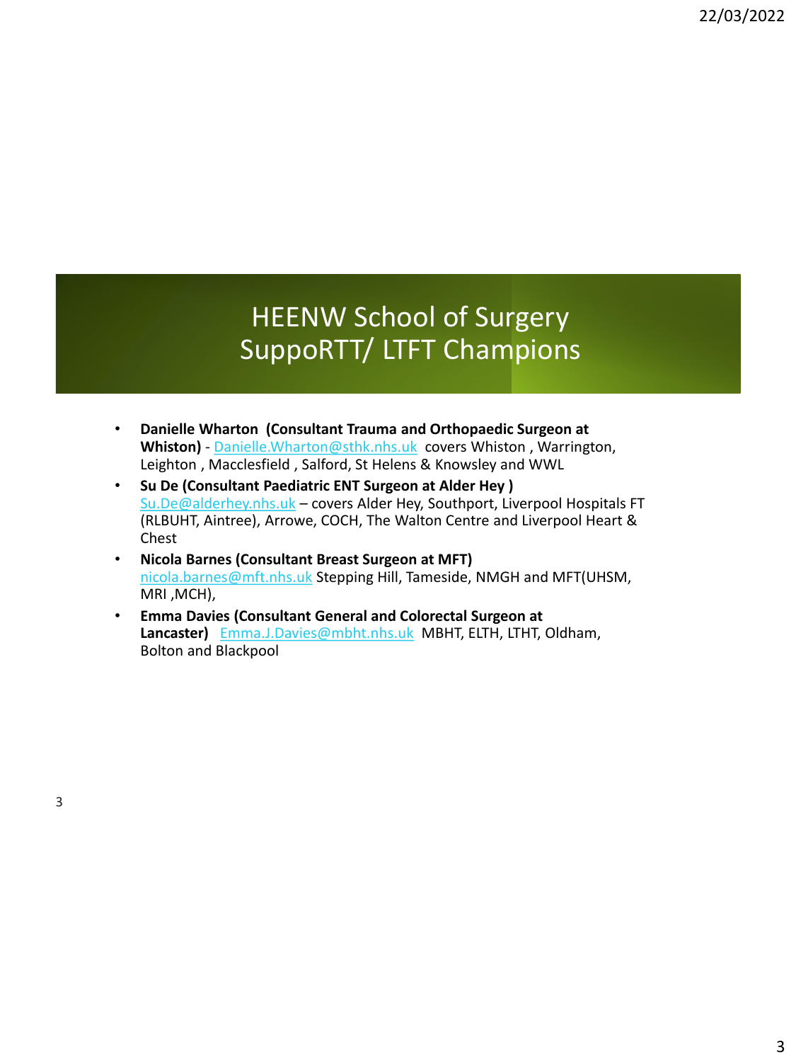# HEENW School of Surgery SuppoRTT/ LTFT Champions

- **Danielle Wharton (Consultant Trauma and Orthopaedic Surgeon at Whiston)** - Danielle.Wharton@sthk.nhs.uk covers Whiston , Warrington, Leighton , Macclesfield , Salford, St Helens & Knowsley and WWL
- **Su De (Consultant Paediatric ENT Surgeon at Alder Hey )** Su.De@alderhey.nhs.uk – covers Alder Hey, Southport, Liverpool Hospitals FT (RLBUHT, Aintree), Arrowe, COCH, The Walton Centre and Liverpool Heart & Chest
- **Nicola Barnes (Consultant Breast Surgeon at MFT)** nicola.barnes@mft.nhs.uk Stepping Hill, Tameside, NMGH and MFT(UHSM, MRI ,MCH),
- **Emma Davies (Consultant General and Colorectal Surgeon at Lancaster)** Emma.J.Davies@mbht.nhs.uk MBHT, ELTH, LTHT, Oldham, Bolton and Blackpool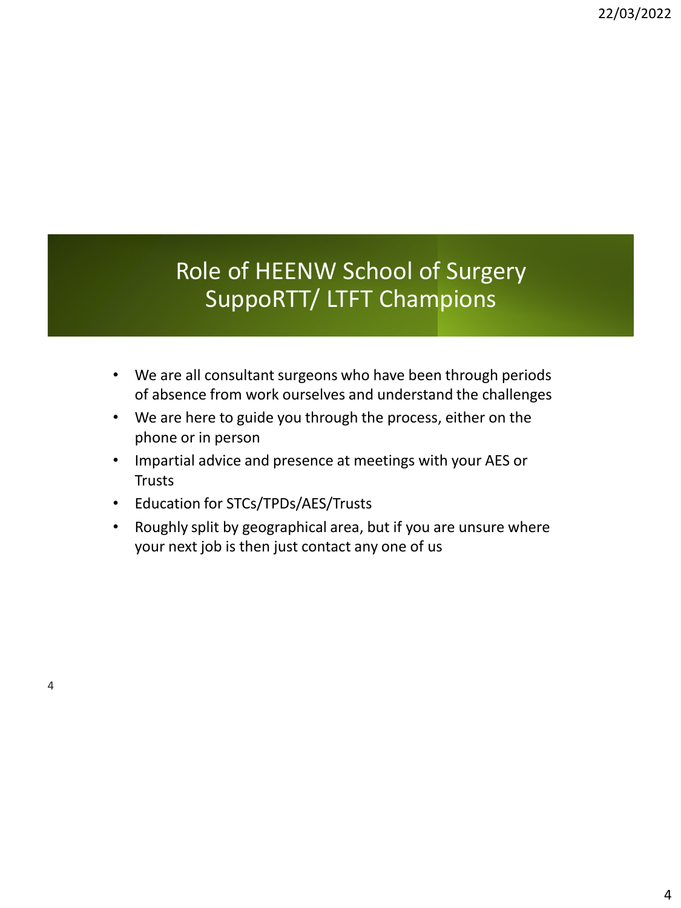# Role of HEENW School of Surgery SuppoRTT/ LTFT Champions

- We are all consultant surgeons who have been through periods of absence from work ourselves and understand the challenges
- We are here to guide you through the process, either on the phone or in person
- Impartial advice and presence at meetings with your AES or Trusts
- Education for STCs/TPDs/AES/Trusts
- Roughly split by geographical area, but if you are unsure where your next job is then just contact any one of us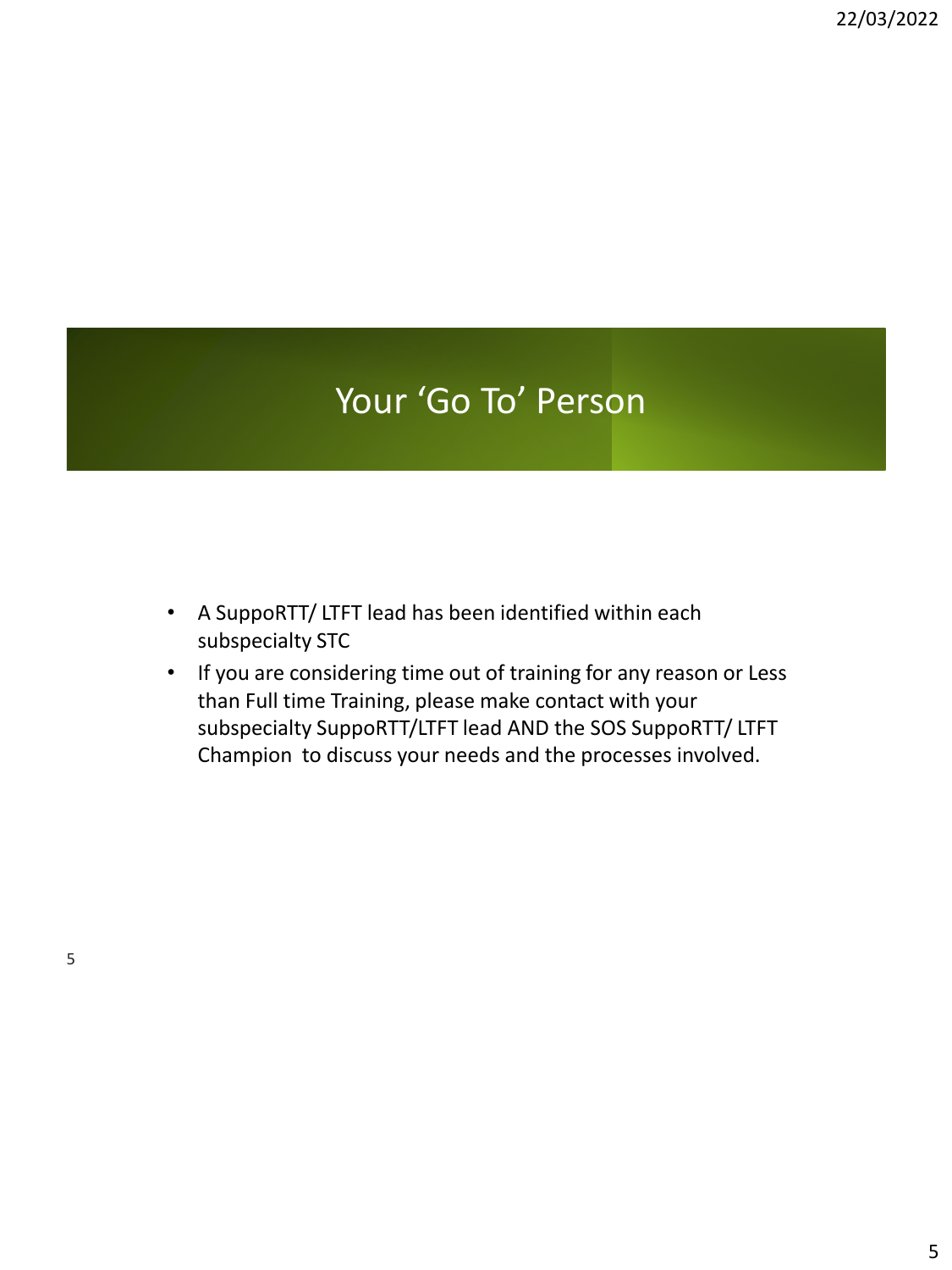# Your 'Go To' Person

- A SuppoRTT/ LTFT lead has been identified within each subspecialty STC
- If you are considering time out of training for any reason or Less than Full time Training, please make contact with your subspecialty SuppoRTT/LTFT lead AND the SOS SuppoRTT/ LTFT Champion to discuss your needs and the processes involved.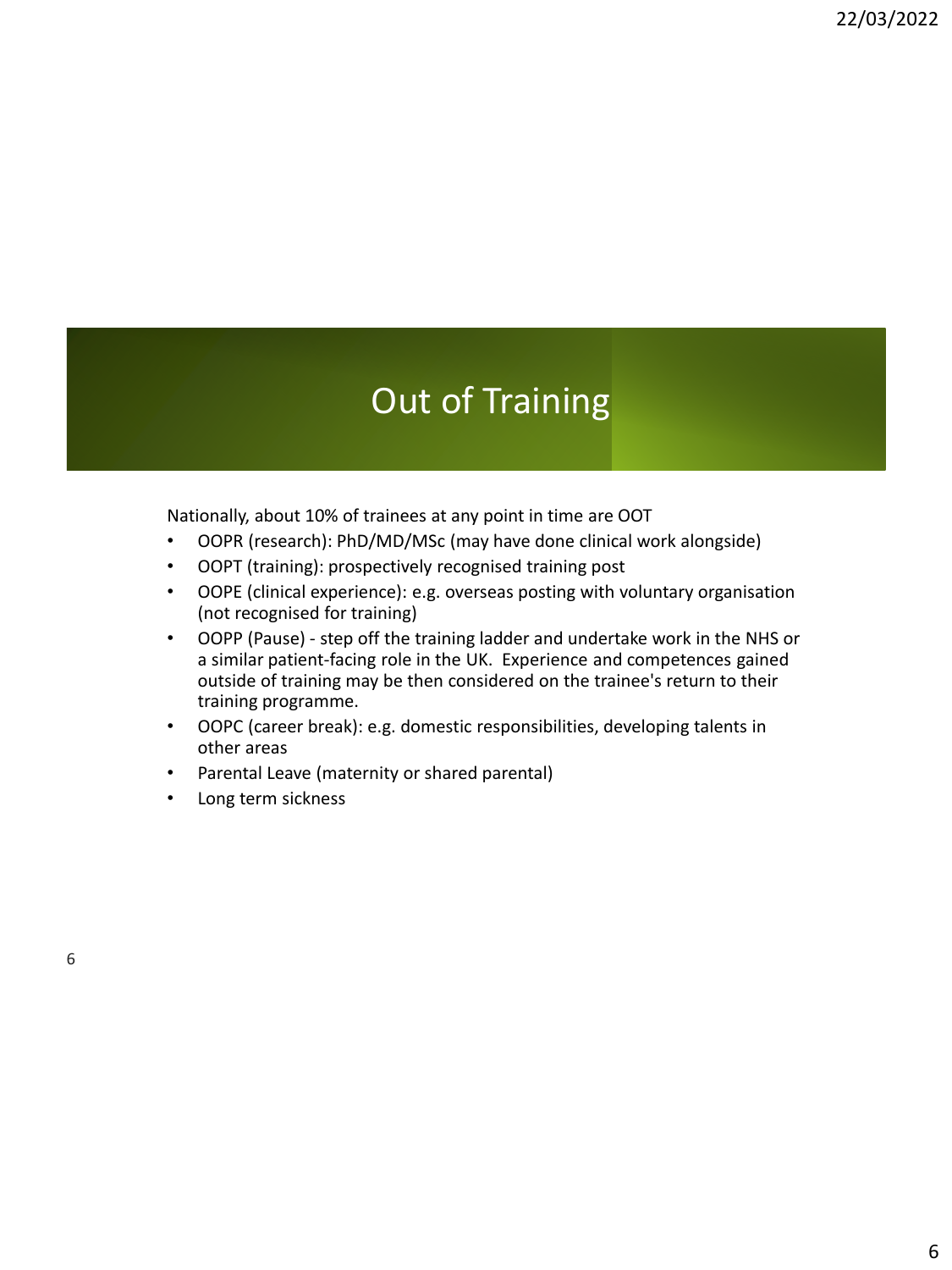# Out of Training

Nationally, about 10% of trainees at any point in time are OOT

- OOPR (research): PhD/MD/MSc (may have done clinical work alongside)
- OOPT (training): prospectively recognised training post
- OOPE (clinical experience): e.g. overseas posting with voluntary organisation (not recognised for training)
- OOPP (Pause) - step off the training ladder and undertake work in the NHS or a similar patient-facing role in the UK. Experience and competences gained outside of training may be then considered on the trainee's return to their training programme.
- OOPC (career break): e.g. domestic responsibilities, developing talents in other areas
- Parental Leave (maternity or shared parental)
- Long term sickness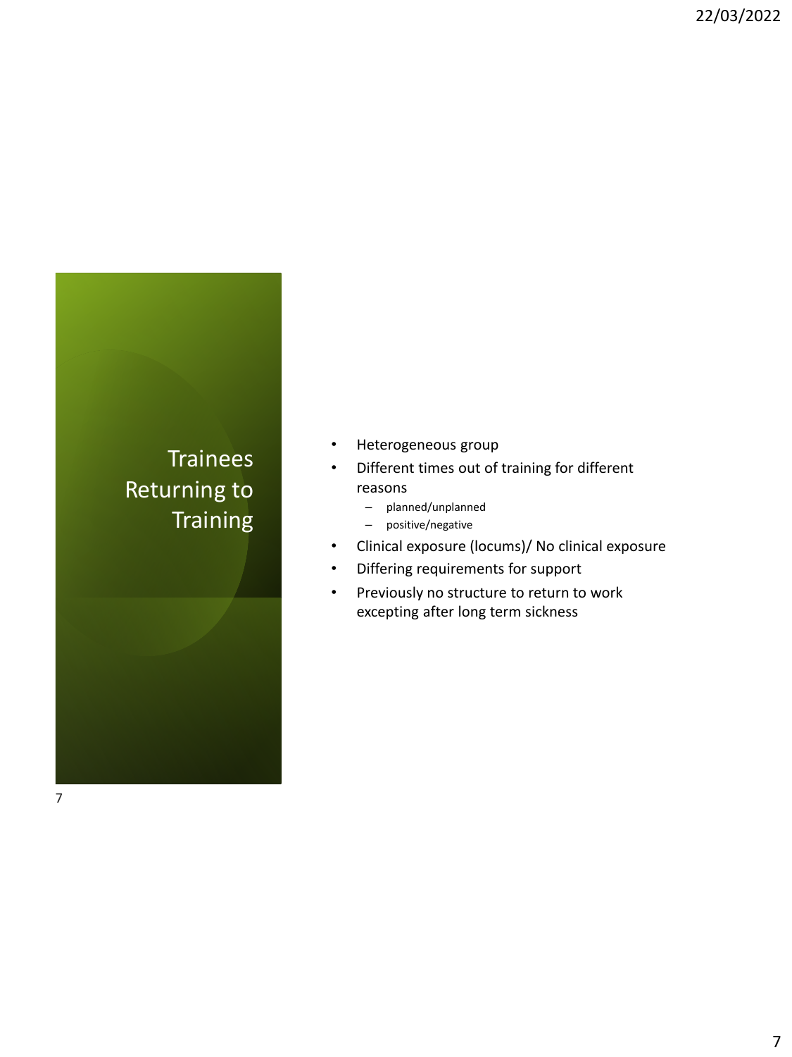# Trainees Returning to Training

- Heterogeneous group
- Different times out of training for different reasons
  - planned/unplanned
  - positive/negative
- Clinical exposure (locums)/ No clinical exposure
- Differing requirements for support
- Previously no structure to return to work excepting after long term sickness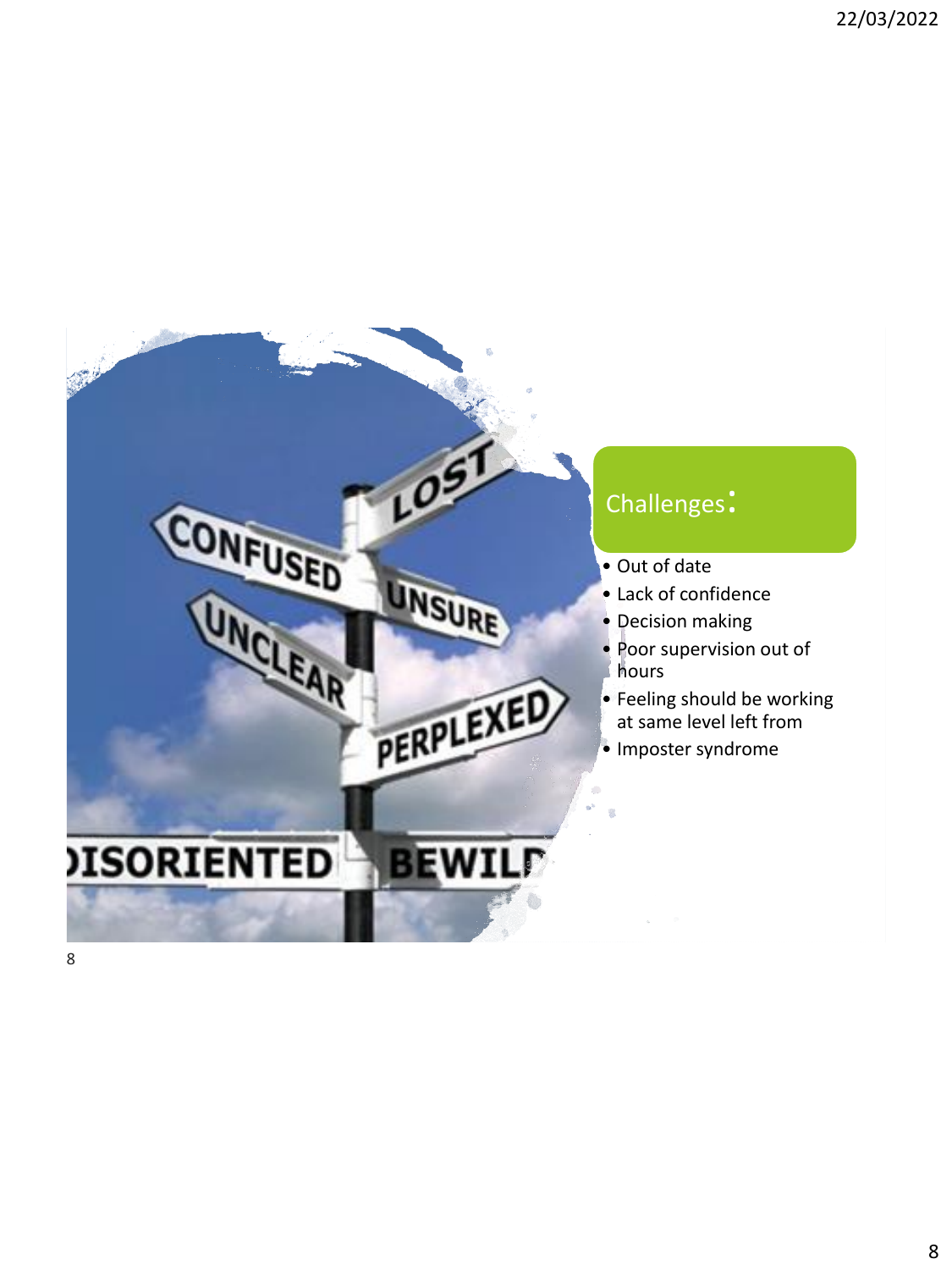## Challenges:

- Out of date
- Lack of confidence
- Decision making
- Poor supervision out of hours
- Feeling should be working at same level left from
- Imposter syndrome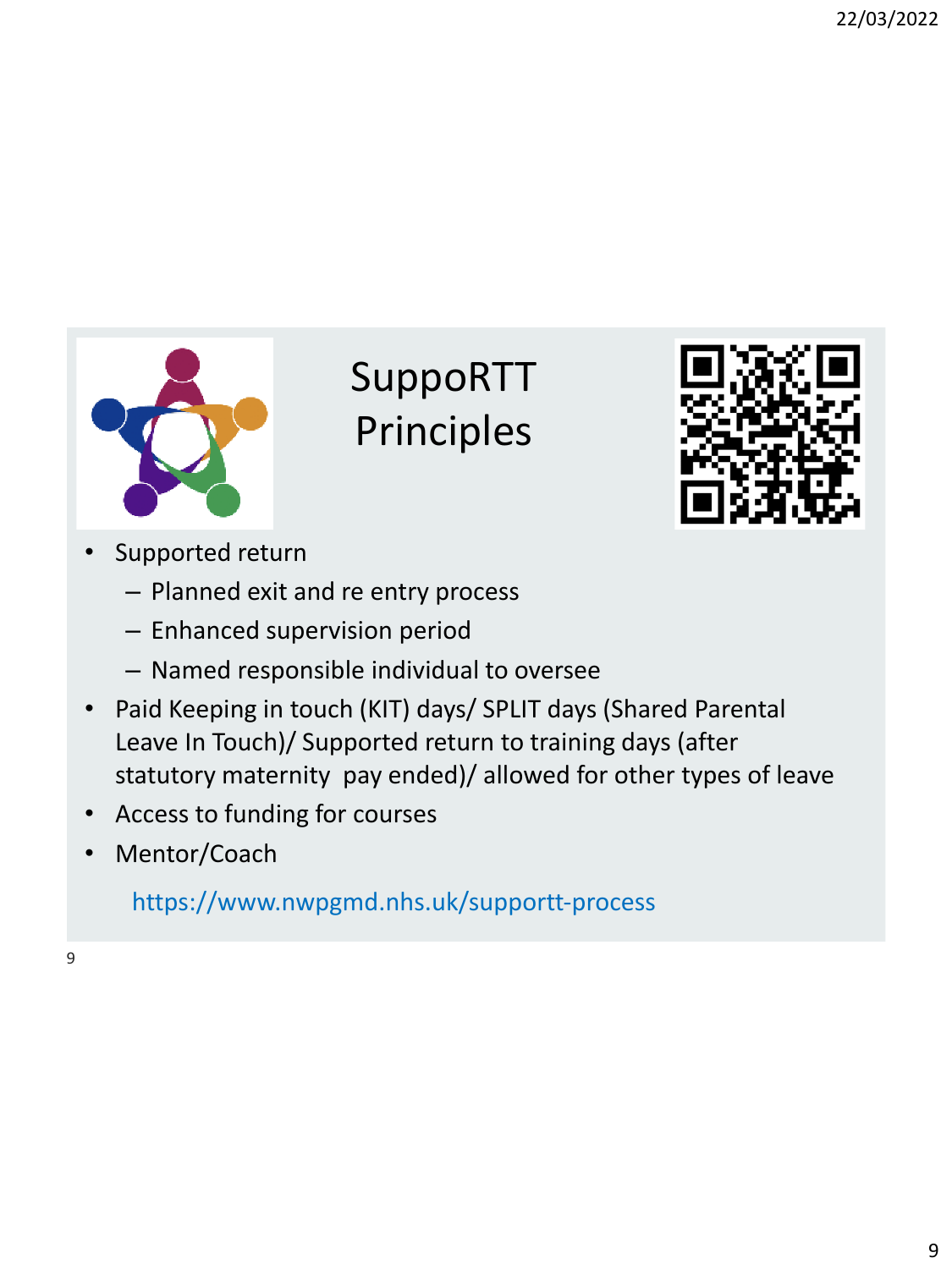# SuppoRTT Principles

- Supported return
  - Planned exit and re entry process
  - Enhanced supervision period
  - Named responsible individual to oversee
- Paid Keeping in touch (KIT) days/ SPLIT days (Shared Parental Leave In Touch)/ Supported return to training days (after statutory maternity pay ended)/ allowed for other types of leave
- Access to funding for courses
- Mentor/Coach

https://www.nwpgmd.nhs.uk/supportt-process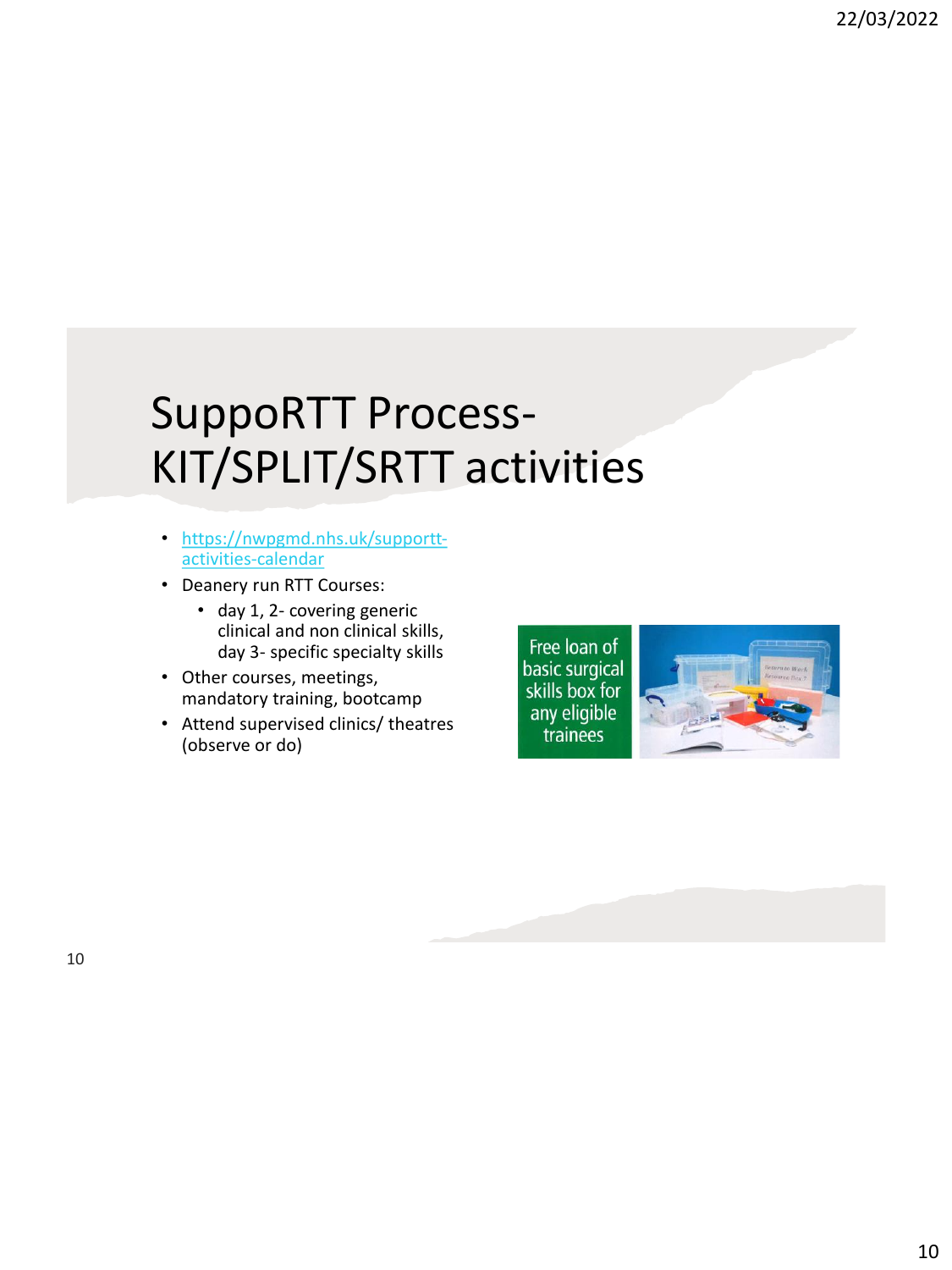# SuppoRTT Process- KIT/SPLIT/SRTT activities

- https://nwpgmd.nhs.uk/supportt-activities-calendar
- Deanery run RTT Courses:
  - day 1, 2- covering generic clinical and non clinical skills, day 3- specific specialty skills
- Other courses, meetings, mandatory training, bootcamp
- Attend supervised clinics/ theatres (observe or do)

Free loan of basic surgical skills box for any eligible trainees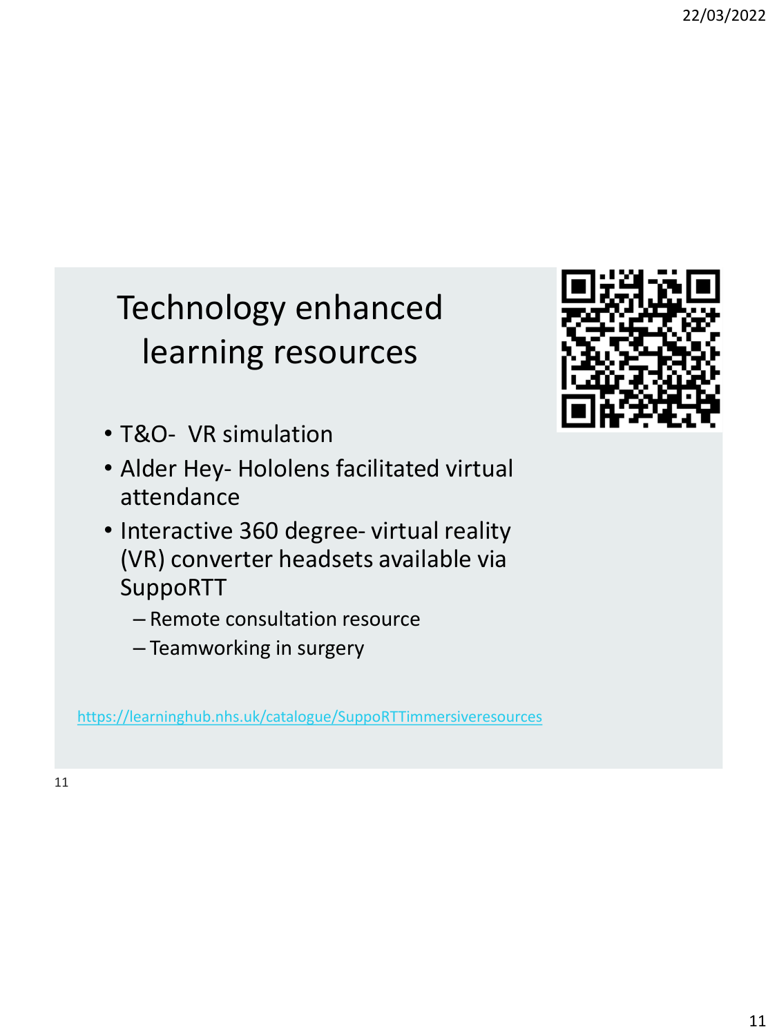# Technology enhanced learning resources

- T&O- VR simulation
- Alder Hey- Hololens facilitated virtual attendance
- Interactive 360 degree- virtual reality (VR) converter headsets available via SuppoRTT
  - Remote consultation resource
  - Teamworking in surgery

https://learninghub.nhs.uk/catalogue/SuppoRTTimmersiveresources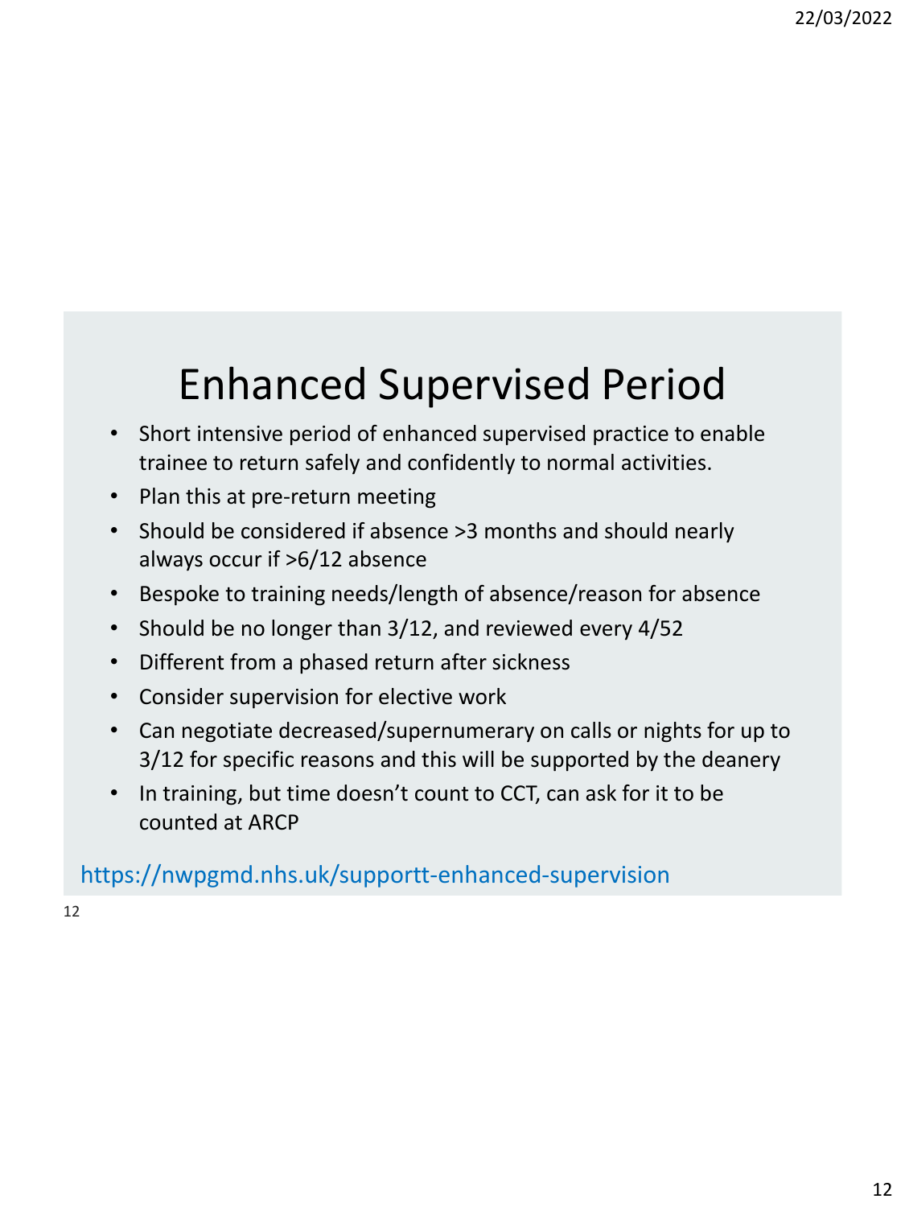# Enhanced Supervised Period

- Short intensive period of enhanced supervised practice to enable trainee to return safely and confidently to normal activities.
- Plan this at pre-return meeting
- Should be considered if absence >3 months and should nearly always occur if >6/12 absence
- Bespoke to training needs/length of absence/reason for absence
- Should be no longer than 3/12, and reviewed every 4/52
- Different from a phased return after sickness
- Consider supervision for elective work
- Can negotiate decreased/supernumerary on calls or nights for up to 3/12 for specific reasons and this will be supported by the deanery
- In training, but time doesn't count to CCT, can ask for it to be counted at ARCP

https://nwpgmd.nhs.uk/supportt-enhanced-supervision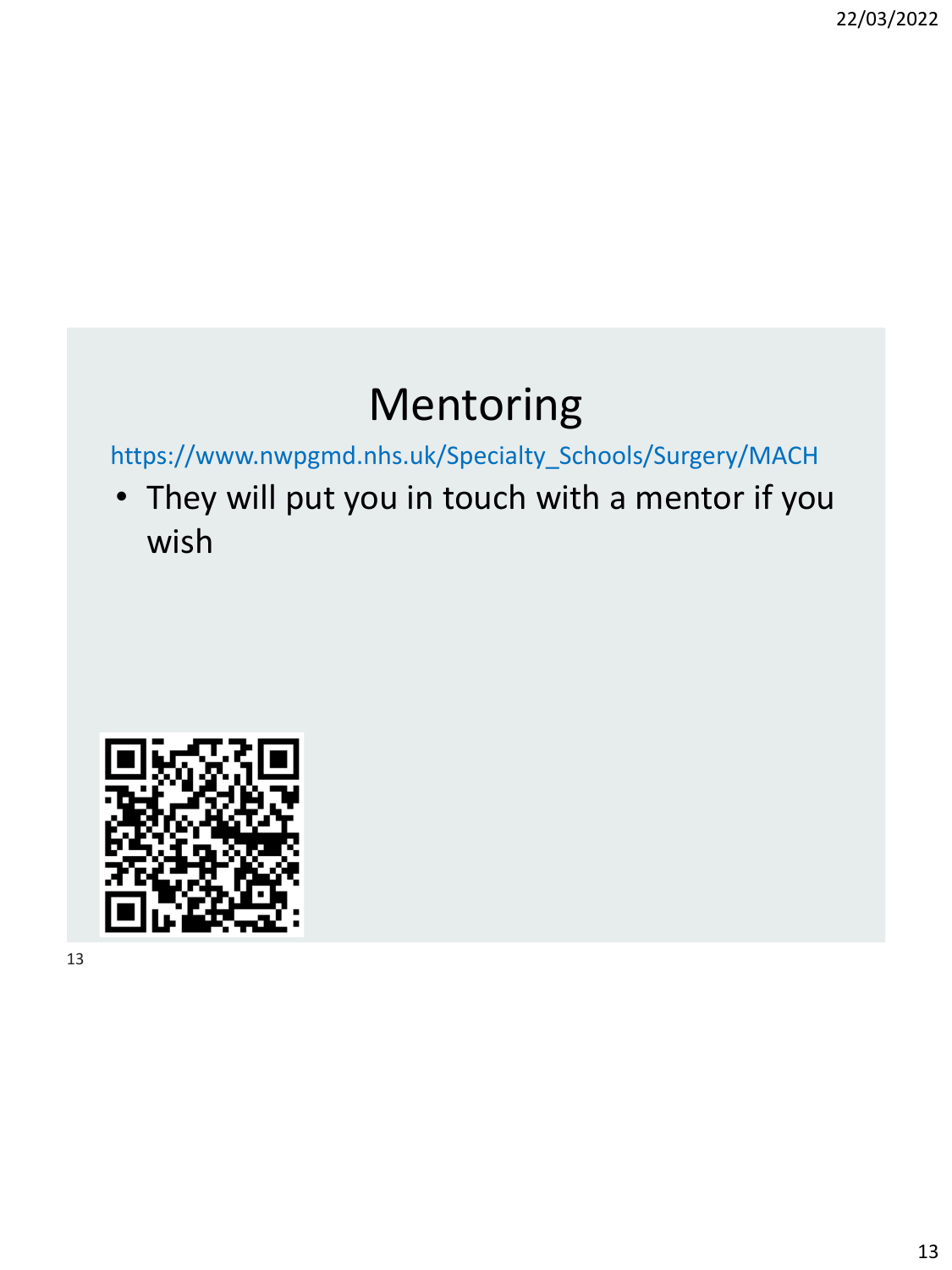# Mentoring

https://www.nwpgmd.nhs.uk/Specialty_Schools/Surgery/MACH

- They will put you in touch with a mentor if you wish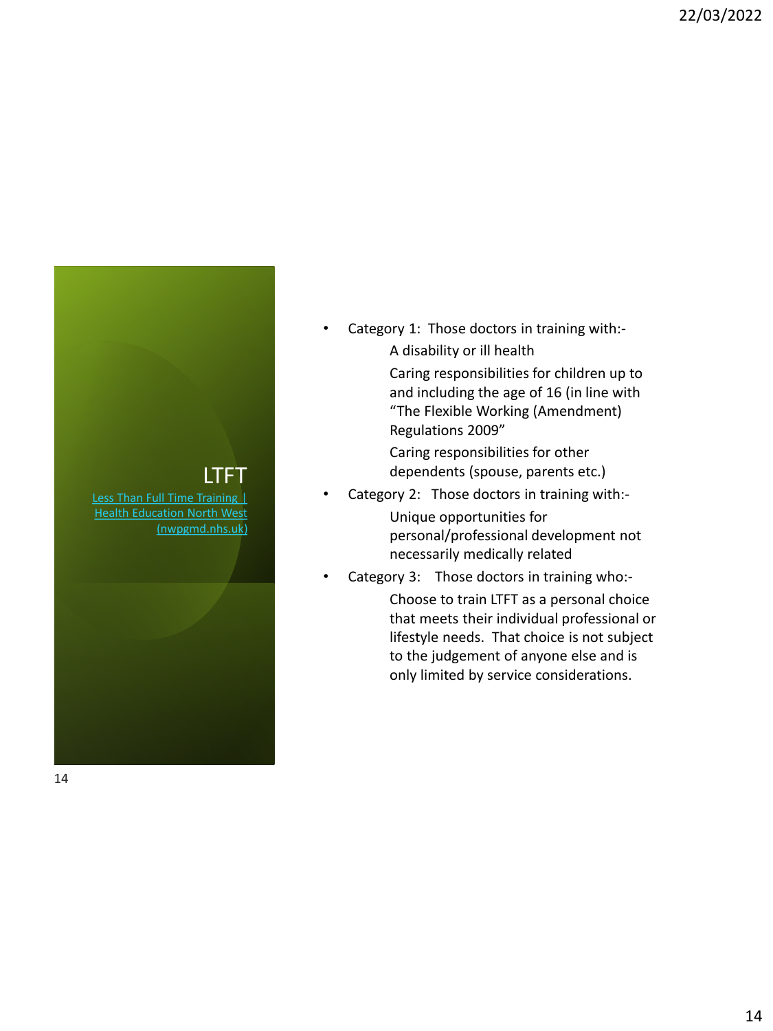# LTFT

[Less Than Full Time Training | Health Education North West (nwpgmd.nhs.uk)]

- Category 1: Those doctors in training with:-
  - A disability or ill health
  - Caring responsibilities for children up to and including the age of 16 (in line with "The Flexible Working (Amendment) Regulations 2009"
  - Caring responsibilities for other dependents (spouse, parents etc.)
- Category 2: Those doctors in training with:-
  - Unique opportunities for personal/professional development not necessarily medically related
- Category 3: Those doctors in training who:-
  - Choose to train LTFT as a personal choice that meets their individual professional or lifestyle needs. That choice is not subject to the judgement of anyone else and is only limited by service considerations.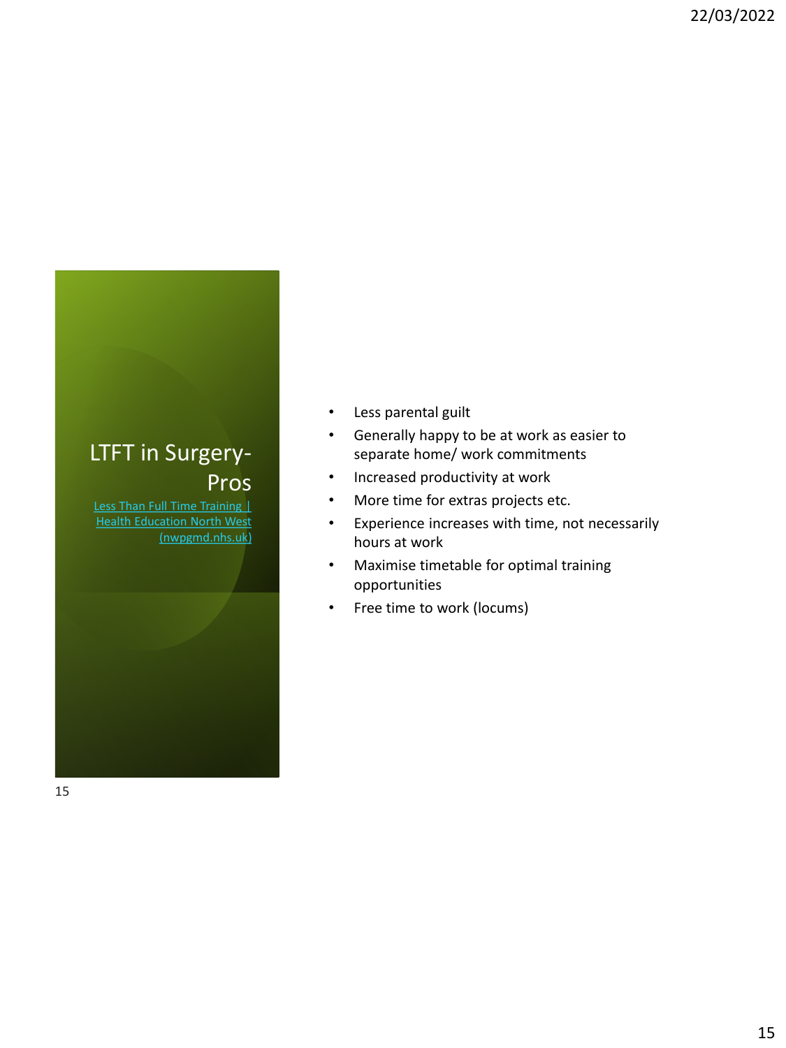# LTFT in Surgery- Pros

Less Than Full Time Training | Health Education North West (nwpgmd.nhs.uk)

- Less parental guilt
- Generally happy to be at work as easier to separate home/ work commitments
- Increased productivity at work
- More time for extras projects etc.
- Experience increases with time, not necessarily hours at work
- Maximise timetable for optimal training opportunities
- Free time to work (locums)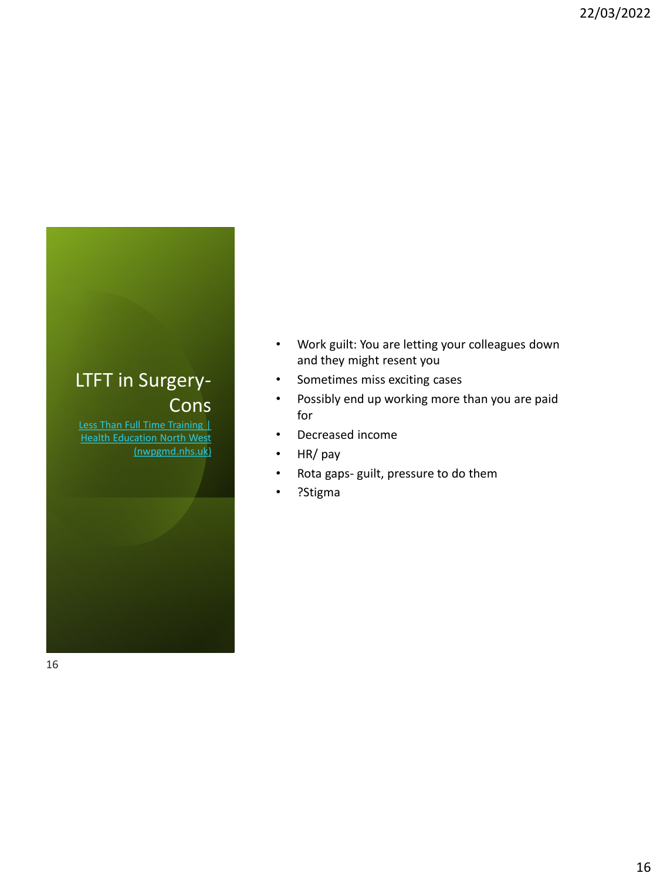# LTFT in Surgery- Cons

[Less Than Full Time Training | Health Education North West (nwpgmd.nhs.uk)]

- Work guilt: You are letting your colleagues down and they might resent you
- Sometimes miss exciting cases
- Possibly end up working more than you are paid for
- Decreased income
- HR/ pay
- Rota gaps- guilt, pressure to do them
- ?Stigma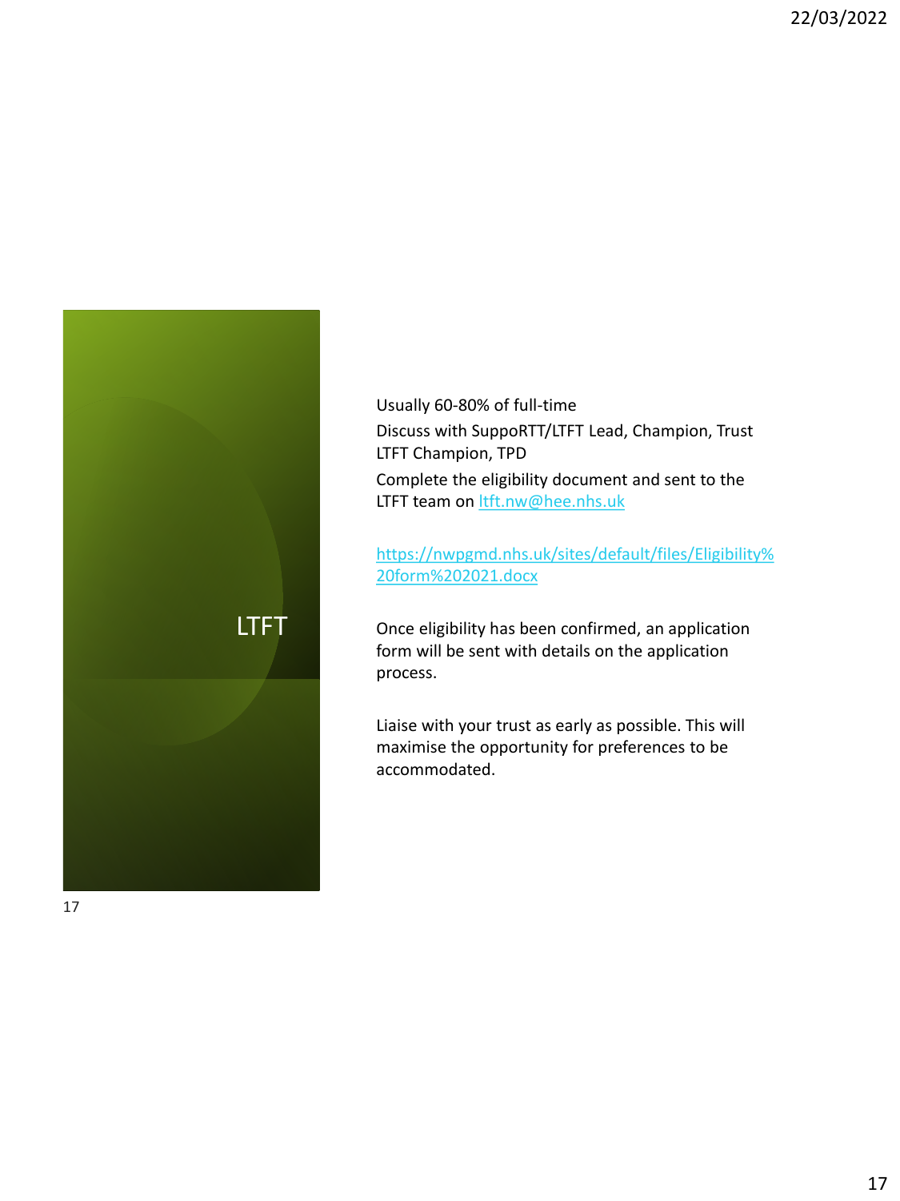# LTFT

Usually 60-80% of full-time

Discuss with SuppoRTT/LTFT Lead, Champion, Trust LTFT Champion, TPD

Complete the eligibility document and sent to the LTFT team on [ltft.nw@hee.nhs.uk](mailto:ltft.nw@hee.nhs.uk)

[https://nwpgmd.nhs.uk/sites/default/files/Eligibility%20form%202021.docx](https://nwpgmd.nhs.uk/sites/default/files/Eligibility%20form%202021.docx)

Once eligibility has been confirmed, an application form will be sent with details on the application process.

Liaise with your trust as early as possible. This will maximise the opportunity for preferences to be accommodated.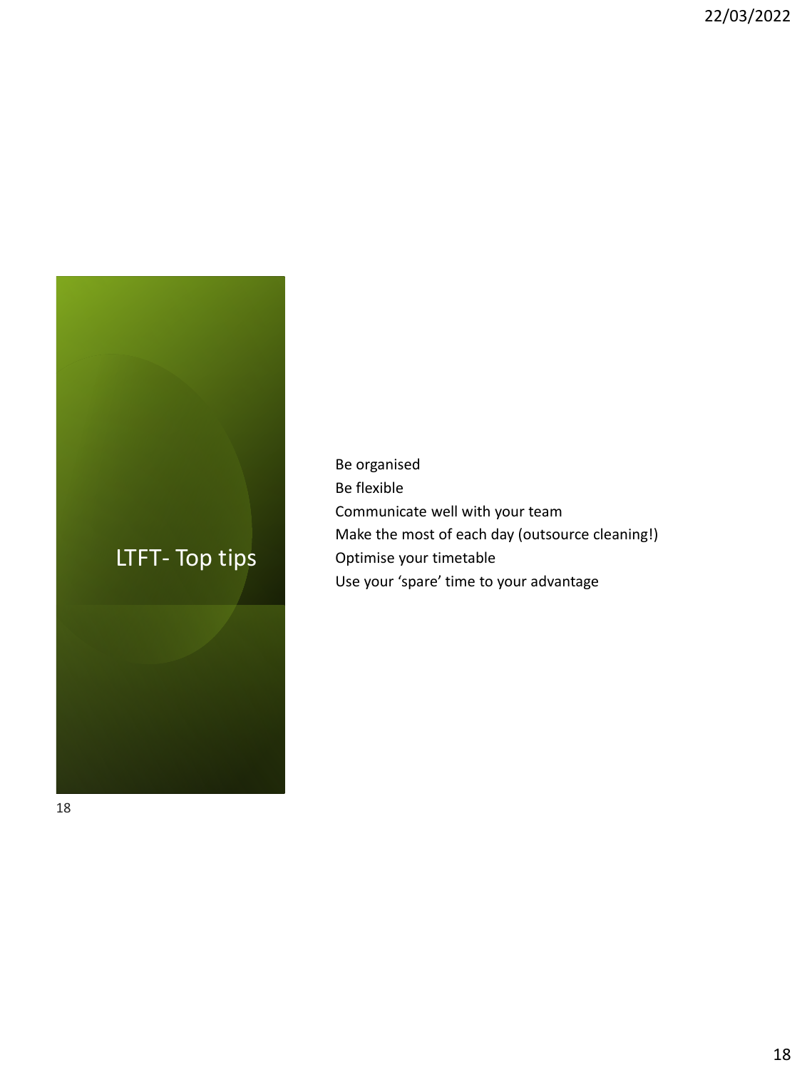# LTFT- Top tips

- Be organised
- Be flexible
- Communicate well with your team
- Make the most of each day (outsource cleaning!)
- Optimise your timetable
- Use your 'spare' time to your advantage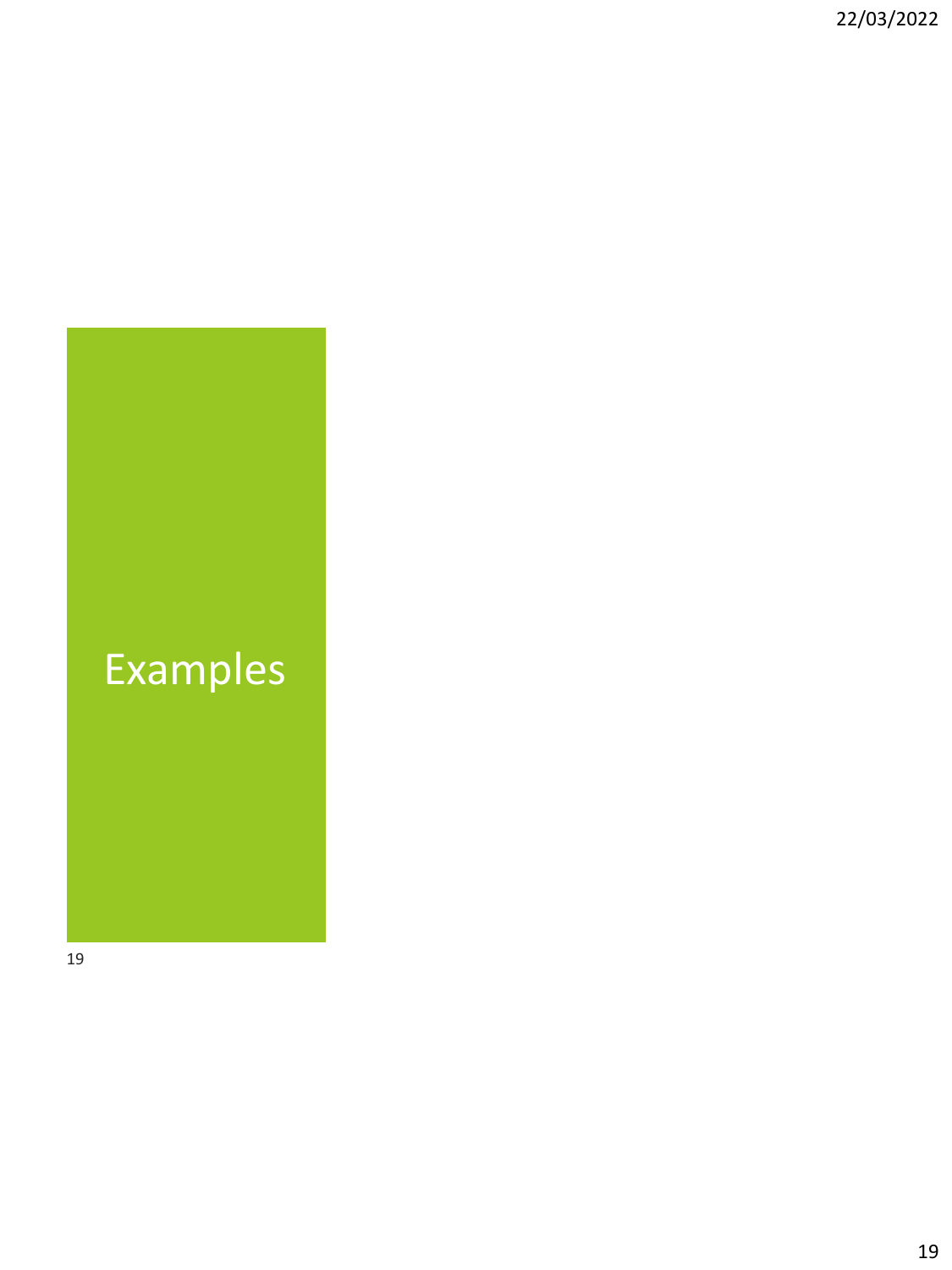# Examples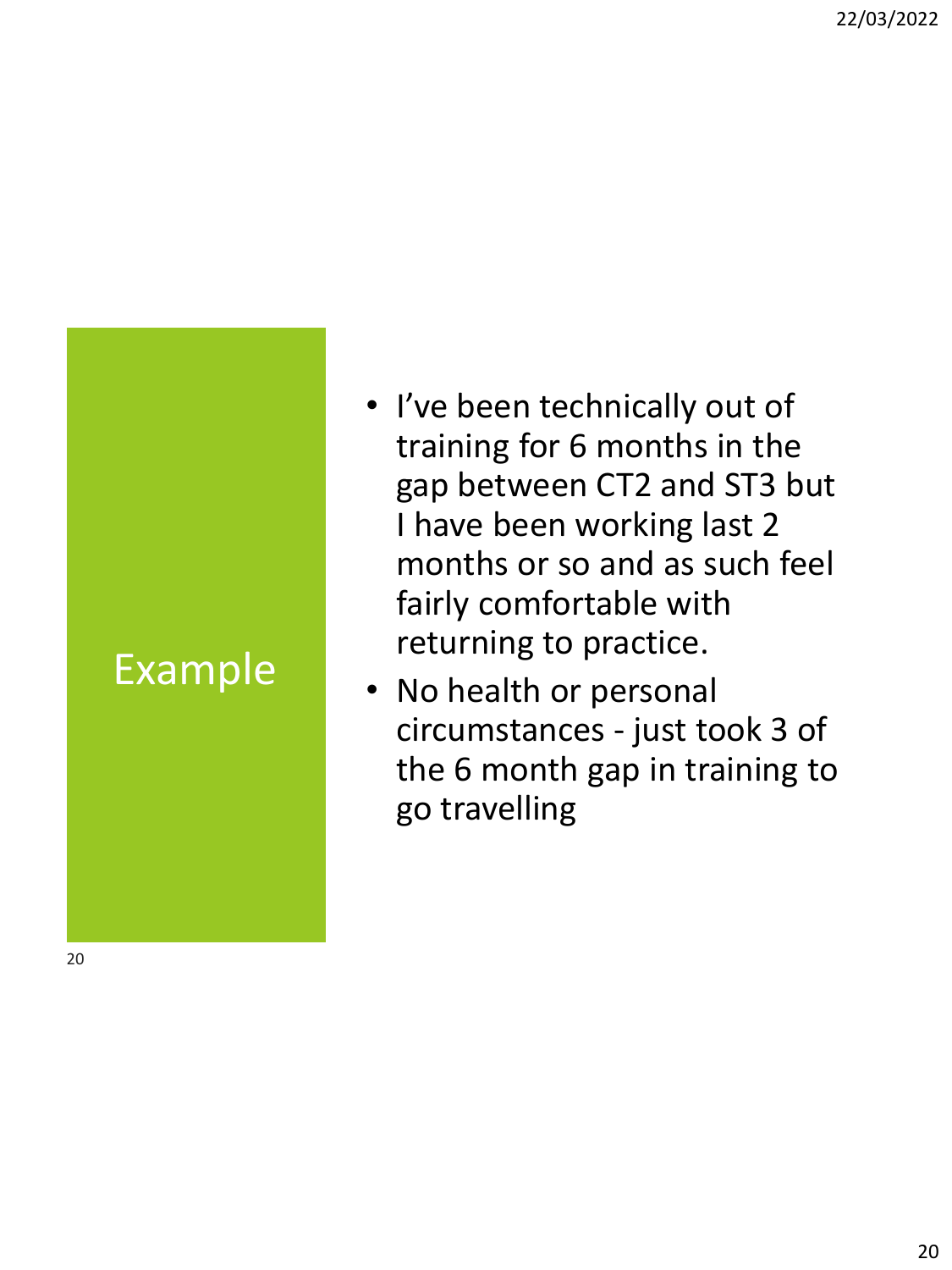# Example

- I've been technically out of training for 6 months in the gap between CT2 and ST3 but I have been working last 2 months or so and as such feel fairly comfortable with returning to practice.
- No health or personal circumstances - just took 3 of the 6 month gap in training to go travelling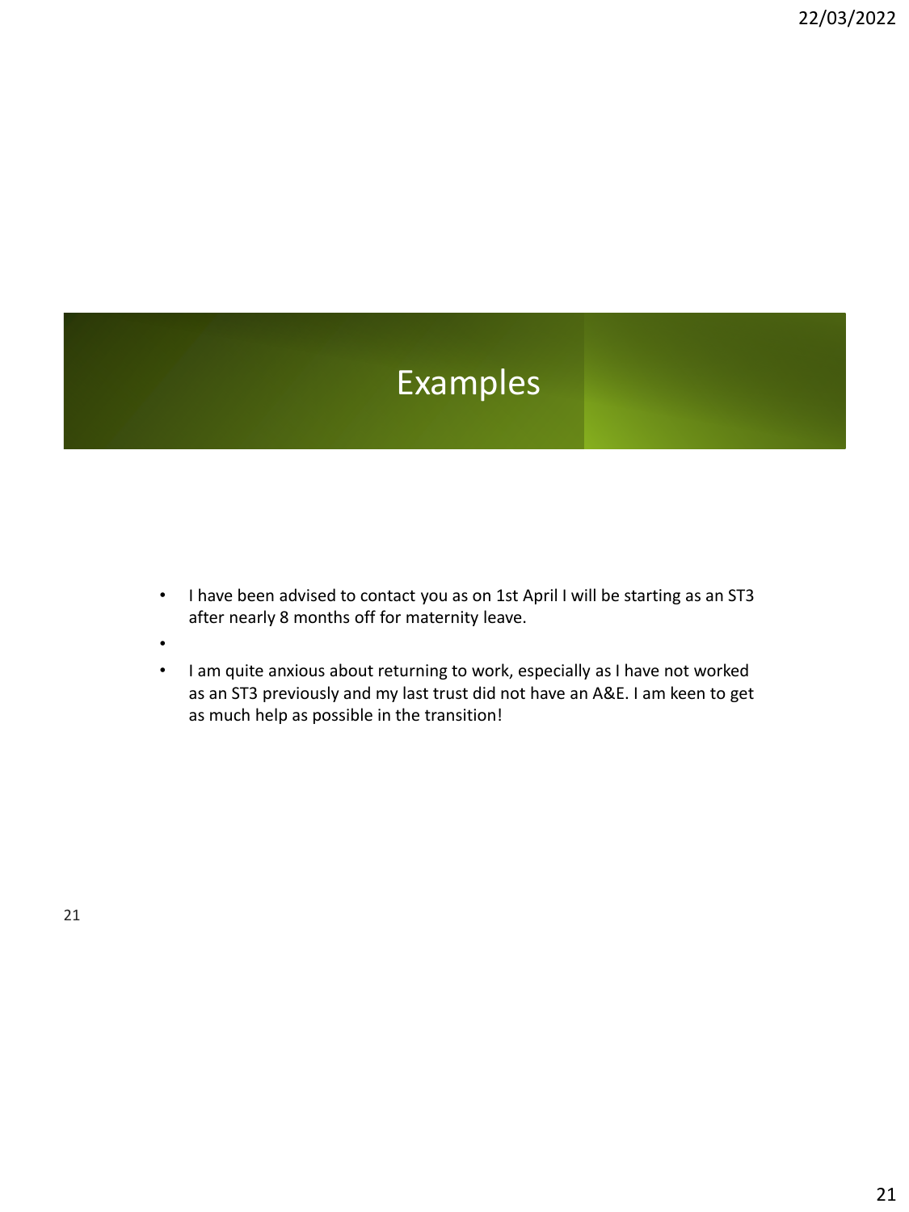# Examples

- I have been advised to contact you as on 1st April I will be starting as an ST3 after nearly 8 months off for maternity leave.
- I am quite anxious about returning to work, especially as I have not worked as an ST3 previously and my last trust did not have an A&E. I am keen to get as much help as possible in the transition!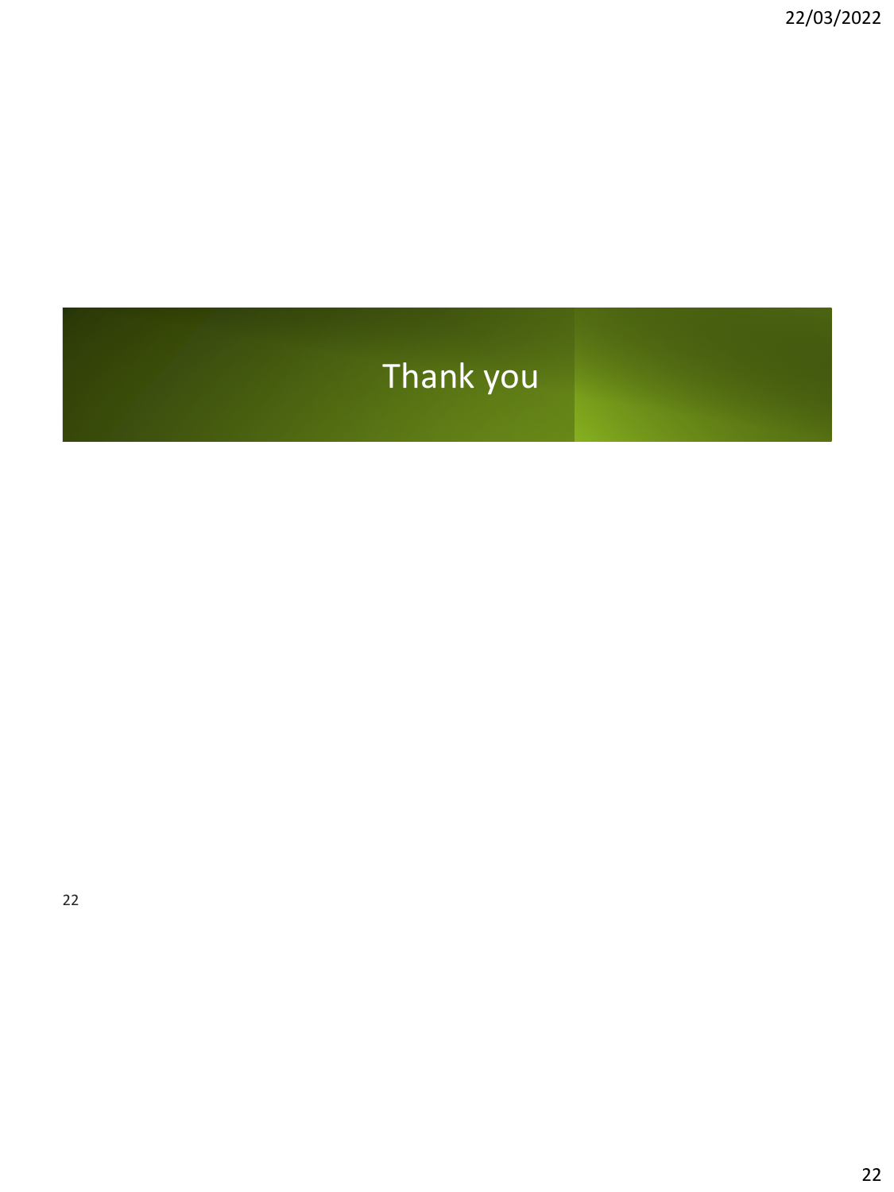# Thank you